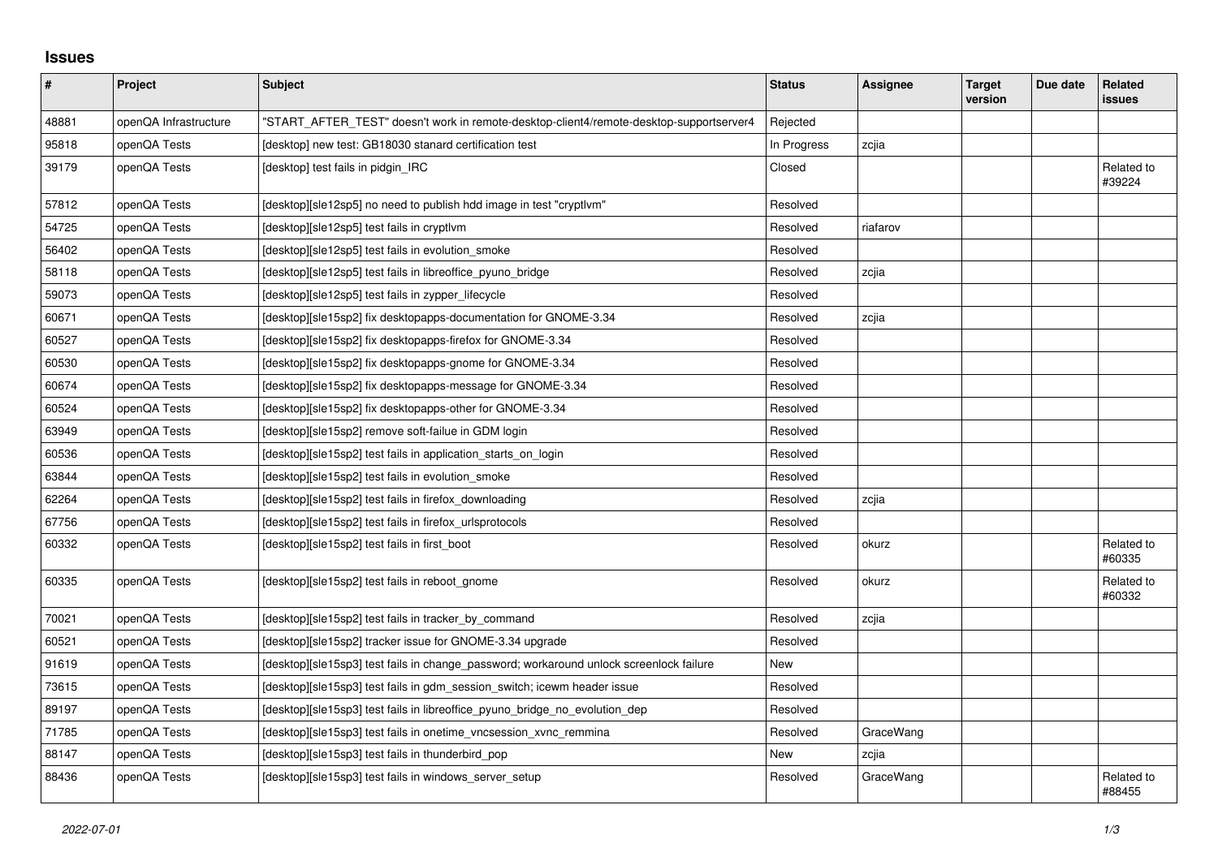# Issues

| # | Project | Subject | Status | Assignee | Target version | Due date | Related issues |
|---|---|---|---|---|---|---|---|
| 48881 | openQA Infrastructure | "START_AFTER_TEST" doesn't work in remote-desktop-client4/remote-desktop-supportserver4 | Rejected | | | | |
| 95818 | openQA Tests | [desktop] new test: GB18030 stanard certification test | In Progress | zcjia | | | |
| 39179 | openQA Tests | [desktop] test fails in pidgin_IRC | Closed | | | | Related to #39224 |
| 57812 | openQA Tests | [desktop][sle12sp5] no need to publish hdd image in test "cryptlvm" | Resolved | | | | |
| 54725 | openQA Tests | [desktop][sle12sp5] test fails in cryptlvm | Resolved | riafarov | | | |
| 56402 | openQA Tests | [desktop][sle12sp5] test fails in evolution_smoke | Resolved | | | | |
| 58118 | openQA Tests | [desktop][sle12sp5] test fails in libreoffice_pyuno_bridge | Resolved | zcjia | | | |
| 59073 | openQA Tests | [desktop][sle12sp5] test fails in zypper_lifecycle | Resolved | | | | |
| 60671 | openQA Tests | [desktop][sle15sp2] fix desktopapps-documentation for GNOME-3.34 | Resolved | zcjia | | | |
| 60527 | openQA Tests | [desktop][sle15sp2] fix desktopapps-firefox for GNOME-3.34 | Resolved | | | | |
| 60530 | openQA Tests | [desktop][sle15sp2] fix desktopapps-gnome for GNOME-3.34 | Resolved | | | | |
| 60674 | openQA Tests | [desktop][sle15sp2] fix desktopapps-message for GNOME-3.34 | Resolved | | | | |
| 60524 | openQA Tests | [desktop][sle15sp2] fix desktopapps-other for GNOME-3.34 | Resolved | | | | |
| 63949 | openQA Tests | [desktop][sle15sp2] remove soft-failue in GDM login | Resolved | | | | |
| 60536 | openQA Tests | [desktop][sle15sp2] test fails in application_starts_on_login | Resolved | | | | |
| 63844 | openQA Tests | [desktop][sle15sp2] test fails in evolution_smoke | Resolved | | | | |
| 62264 | openQA Tests | [desktop][sle15sp2] test fails in firefox_downloading | Resolved | zcjia | | | |
| 67756 | openQA Tests | [desktop][sle15sp2] test fails in firefox_urlsprotocols | Resolved | | | | |
| 60332 | openQA Tests | [desktop][sle15sp2] test fails in first_boot | Resolved | okurz | | | Related to #60335 |
| 60335 | openQA Tests | [desktop][sle15sp2] test fails in reboot_gnome | Resolved | okurz | | | Related to #60332 |
| 70021 | openQA Tests | [desktop][sle15sp2] test fails in tracker_by_command | Resolved | zcjia | | | |
| 60521 | openQA Tests | [desktop][sle15sp2] tracker issue for GNOME-3.34 upgrade | Resolved | | | | |
| 91619 | openQA Tests | [desktop][sle15sp3] test fails in change_password; workaround unlock screenlock failure | New | | | | |
| 73615 | openQA Tests | [desktop][sle15sp3] test fails in gdm_session_switch; icewm header issue | Resolved | | | | |
| 89197 | openQA Tests | [desktop][sle15sp3] test fails in libreoffice_pyuno_bridge_no_evolution_dep | Resolved | | | | |
| 71785 | openQA Tests | [desktop][sle15sp3] test fails in onetime_vncsession_xvnc_remmina | Resolved | GraceWang | | | |
| 88147 | openQA Tests | [desktop][sle15sp3] test fails in thunderbird_pop | New | zcjia | | | |
| 88436 | openQA Tests | [desktop][sle15sp3] test fails in windows_server_setup | Resolved | GraceWang | | | Related to #88455 |

*2022-07-01*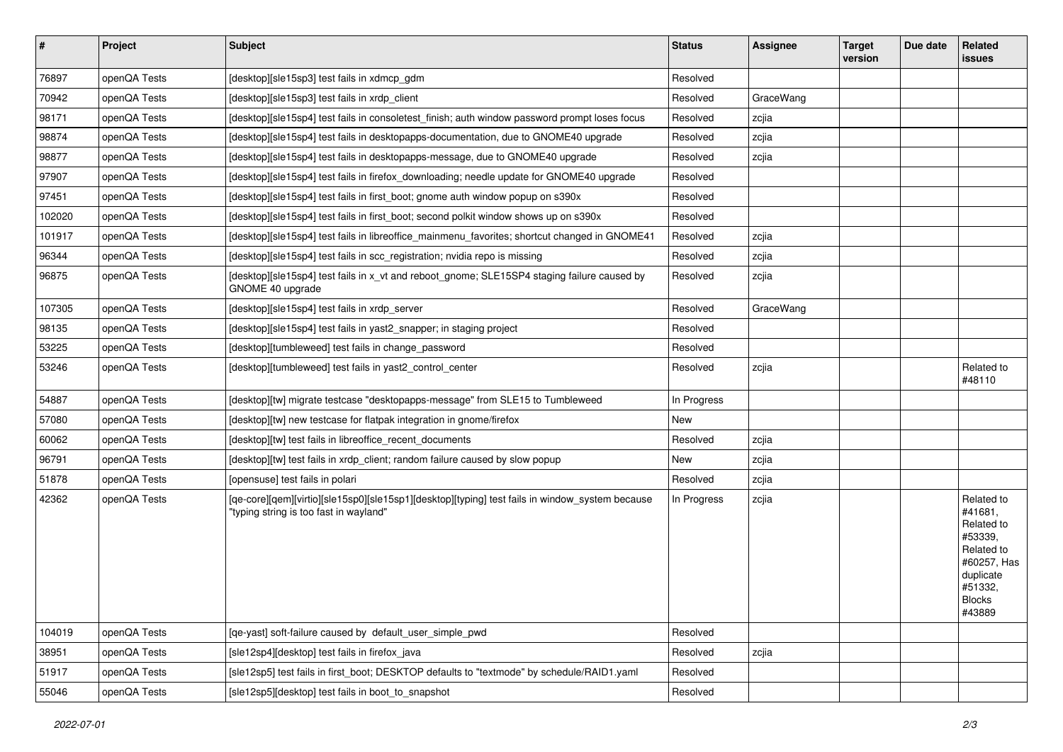| # | Project | Subject | Status | Assignee | Target version | Due date | Related issues |
|---|---|---|---|---|---|---|---|
| 76897 | openQA Tests | [desktop][sle15sp3] test fails in xdmcp_gdm | Resolved | | | | |
| 70942 | openQA Tests | [desktop][sle15sp3] test fails in xrdp_client | Resolved | GraceWang | | | |
| 98171 | openQA Tests | [desktop][sle15sp4] test fails in consoletest_finish; auth window password prompt loses focus | Resolved | zcjia | | | |
| 98874 | openQA Tests | [desktop][sle15sp4] test fails in desktopapps-documentation, due to GNOME40 upgrade | Resolved | zcjia | | | |
| 98877 | openQA Tests | [desktop][sle15sp4] test fails in desktopapps-message, due to GNOME40 upgrade | Resolved | zcjia | | | |
| 97907 | openQA Tests | [desktop][sle15sp4] test fails in firefox_downloading; needle update for GNOME40 upgrade | Resolved | | | | |
| 97451 | openQA Tests | [desktop][sle15sp4] test fails in first_boot; gnome auth window popup on s390x | Resolved | | | | |
| 102020 | openQA Tests | [desktop][sle15sp4] test fails in first_boot; second polkit window shows up on s390x | Resolved | | | | |
| 101917 | openQA Tests | [desktop][sle15sp4] test fails in libreoffice_mainmenu_favorites; shortcut changed in GNOME41 | Resolved | zcjia | | | |
| 96344 | openQA Tests | [desktop][sle15sp4] test fails in scc_registration; nvidia repo is missing | Resolved | zcjia | | | |
| 96875 | openQA Tests | [desktop][sle15sp4] test fails in x_vt and reboot_gnome; SLE15SP4 staging failure caused by GNOME 40 upgrade | Resolved | zcjia | | | |
| 107305 | openQA Tests | [desktop][sle15sp4] test fails in xrdp_server | Resolved | GraceWang | | | |
| 98135 | openQA Tests | [desktop][sle15sp4] test fails in yast2_snapper; in staging project | Resolved | | | | |
| 53225 | openQA Tests | [desktop][tumbleweed] test fails in change_password | Resolved | | | | |
| 53246 | openQA Tests | [desktop][tumbleweed] test fails in yast2_control_center | Resolved | zcjia | | | Related to #48110 |
| 54887 | openQA Tests | [desktop][tw] migrate testcase "desktopapps-message" from SLE15 to Tumbleweed | In Progress | | | | |
| 57080 | openQA Tests | [desktop][tw] new testcase for flatpak integration in gnome/firefox | New | | | | |
| 60062 | openQA Tests | [desktop][tw] test fails in libreoffice_recent_documents | Resolved | zcjia | | | |
| 96791 | openQA Tests | [desktop][tw] test fails in xrdp_client; random failure caused by slow popup | New | zcjia | | | |
| 51878 | openQA Tests | [opensuse] test fails in polari | Resolved | zcjia | | | |
| 42362 | openQA Tests | [qe-core][qem][virtio][sle15sp0][sle15sp1][desktop][typing] test fails in window_system because "typing string is too fast in wayland" | In Progress | zcjia | | | Related to #41681, Related to #53339, Related to #60257, Has duplicate #51332, Blocks #43889 |
| 104019 | openQA Tests | [qe-yast] soft-failure caused by default_user_simple_pwd | Resolved | | | | |
| 38951 | openQA Tests | [sle12sp4][desktop] test fails in firefox_java | Resolved | zcjia | | | |
| 51917 | openQA Tests | [sle12sp5] test fails in first_boot; DESKTOP defaults to "textmode" by schedule/RAID1.yaml | Resolved | | | | |
| 55046 | openQA Tests | [sle12sp5][desktop] test fails in boot_to_snapshot | Resolved | | | | |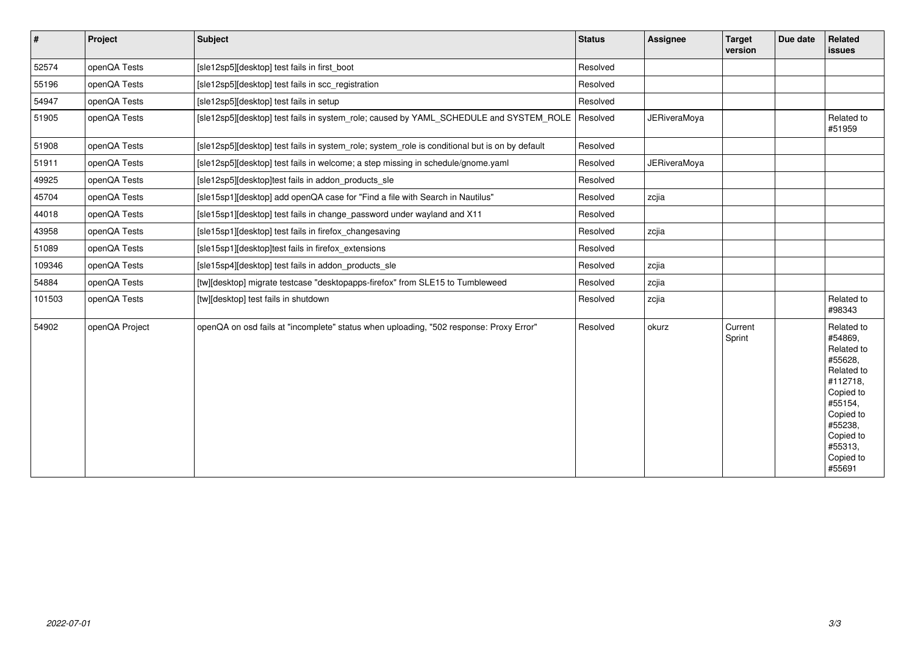| # | Project | Subject | Status | Assignee | Target version | Due date | Related issues |
|---|---|---|---|---|---|---|---|
| 52574 | openQA Tests | [sle12sp5][desktop] test fails in first_boot | Resolved | | | | |
| 55196 | openQA Tests | [sle12sp5][desktop] test fails in scc_registration | Resolved | | | | |
| 54947 | openQA Tests | [sle12sp5][desktop] test fails in setup | Resolved | | | | |
| 51905 | openQA Tests | [sle12sp5][desktop] test fails in system_role; caused by YAML_SCHEDULE and SYSTEM_ROLE | Resolved | JERiveraMoya | | | Related to #51959 |
| 51908 | openQA Tests | [sle12sp5][desktop] test fails in system_role; system_role is conditional but is on by default | Resolved | | | | |
| 51911 | openQA Tests | [sle12sp5][desktop] test fails in welcome; a step missing in schedule/gnome.yaml | Resolved | JERiveraMoya | | | |
| 49925 | openQA Tests | [sle12sp5][desktop]test fails in addon_products_sle | Resolved | | | | |
| 45704 | openQA Tests | [sle15sp1][desktop] add openQA case for "Find a file with Search in Nautilus" | Resolved | zcjia | | | |
| 44018 | openQA Tests | [sle15sp1][desktop] test fails in change_password under wayland and X11 | Resolved | | | | |
| 43958 | openQA Tests | [sle15sp1][desktop] test fails in firefox_changesaving | Resolved | zcjia | | | |
| 51089 | openQA Tests | [sle15sp1][desktop]test fails in firefox_extensions | Resolved | | | | |
| 109346 | openQA Tests | [sle15sp4][desktop] test fails in addon_products_sle | Resolved | zcjia | | | |
| 54884 | openQA Tests | [tw][desktop] migrate testcase "desktopapps-firefox" from SLE15 to Tumbleweed | Resolved | zcjia | | | |
| 101503 | openQA Tests | [tw][desktop] test fails in shutdown | Resolved | zcjia | | | Related to #98343 |
| 54902 | openQA Project | openQA on osd fails at "incomplete" status when uploading, "502 response: Proxy Error" | Resolved | okurz | Current Sprint | | Related to #54869, Related to #55628, Related to #112718, Copied to #55154, Copied to #55238, Copied to #55313, Copied to #55691 |